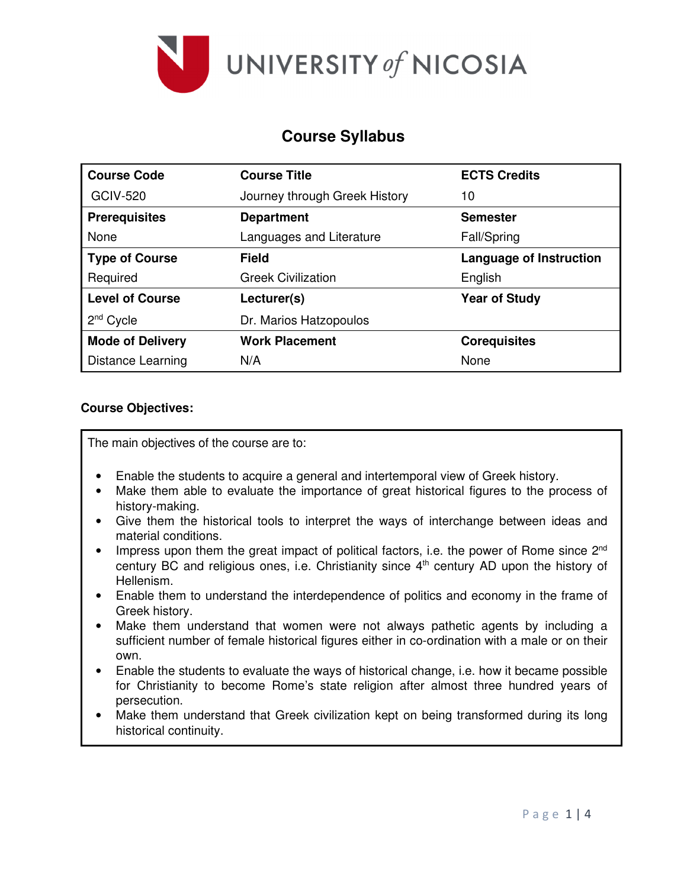UNIVERSITY *of* NICOSIA

# Course Syllabus

| Course Code | Course Title | ECTS Credits |
|---|---|---|
| GCIV-520 | Journey through Greek History | 10 |
| **Prerequisites** | **Department** | **Semester** |
| None | Languages and Literature | Fall/Spring |
| **Type of Course** | **Field** | **Language of Instruction** |
| Required | Greek Civilization | English |
| **Level of Course** | **Lecturer(s)** | **Year of Study** |
| 2nd Cycle | Dr. Marios Hatzopoulos | |
| **Mode of Delivery** | **Work Placement** | **Corequisites** |
| Distance Learning | N/A | None |

**Course Objectives:**

The main objectives of the course are to:

- Enable the students to acquire a general and intertemporal view of Greek history.
- Make them able to evaluate the importance of great historical figures to the process of history-making.
- Give them the historical tools to interpret the ways of interchange between ideas and material conditions.
- Impress upon them the great impact of political factors, i.e. the power of Rome since 2nd century BC and religious ones, i.e. Christianity since 4th century AD upon the history of Hellenism.
- Enable them to understand the interdependence of politics and economy in the frame of Greek history.
- Make them understand that women were not always pathetic agents by including a sufficient number of female historical figures either in co-ordination with a male or on their own.
- Enable the students to evaluate the ways of historical change, i.e. how it became possible for Christianity to become Rome's state religion after almost three hundred years of persecution.
- Make them understand that Greek civilization kept on being transformed during its long historical continuity.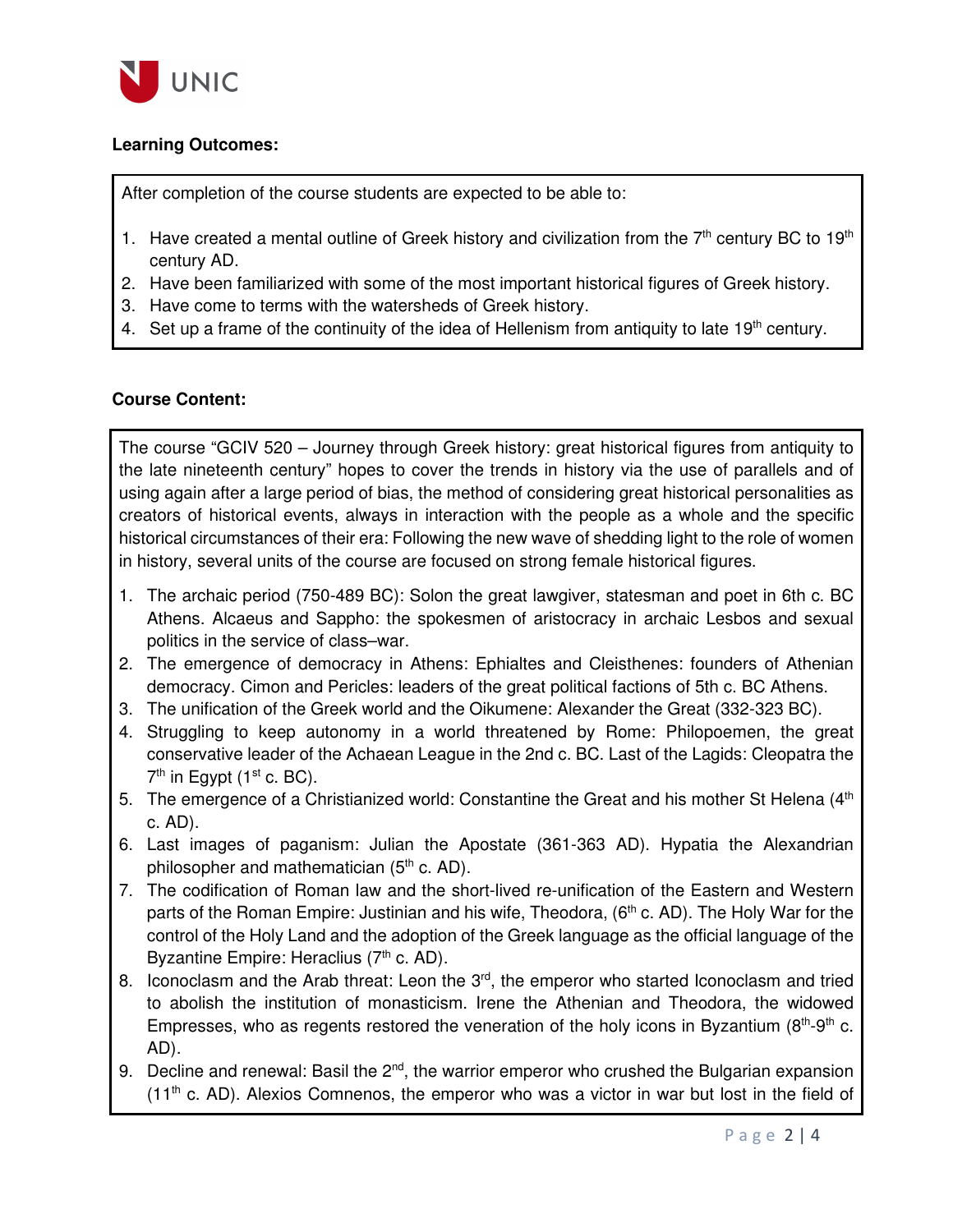**Learning Outcomes:**

After completion of the course students are expected to be able to:

1. Have created a mental outline of Greek history and civilization from the 7th century BC to 19th century AD.
2. Have been familiarized with some of the most important historical figures of Greek history.
3. Have come to terms with the watersheds of Greek history.
4. Set up a frame of the continuity of the idea of Hellenism from antiquity to late 19th century.

**Course Content:**

The course "GCIV 520 – Journey through Greek history: great historical figures from antiquity to the late nineteenth century" hopes to cover the trends in history via the use of parallels and of using again after a large period of bias, the method of considering great historical personalities as creators of historical events, always in interaction with the people as a whole and the specific historical circumstances of their era: Following the new wave of shedding light to the role of women in history, several units of the course are focused on strong female historical figures.

1. The archaic period (750-489 BC): Solon the great lawgiver, statesman and poet in 6th c. BC Athens. Alcaeus and Sappho: the spokesmen of aristocracy in archaic Lesbos and sexual politics in the service of class–war.
2. The emergence of democracy in Athens: Ephialtes and Cleisthenes: founders of Athenian democracy. Cimon and Pericles: leaders of the great political factions of 5th c. BC Athens.
3. The unification of the Greek world and the Oikumene: Alexander the Great (332-323 BC).
4. Struggling to keep autonomy in a world threatened by Rome: Philopoemen, the great conservative leader of the Achaean League in the 2nd c. BC. Last of the Lagids: Cleopatra the 7th in Egypt (1st c. BC).
5. The emergence of a Christianized world: Constantine the Great and his mother St Helena (4th c. AD).
6. Last images of paganism: Julian the Apostate (361-363 AD). Hypatia the Alexandrian philosopher and mathematician (5th c. AD).
7. The codification of Roman law and the short-lived re-unification of the Eastern and Western parts of the Roman Empire: Justinian and his wife, Theodora, (6th c. AD). The Holy War for the control of the Holy Land and the adoption of the Greek language as the official language of the Byzantine Empire: Heraclius (7th c. AD).
8. Iconoclasm and the Arab threat: Leon the 3rd, the emperor who started Iconoclasm and tried to abolish the institution of monasticism. Irene the Athenian and Theodora, the widowed Empresses, who as regents restored the veneration of the holy icons in Byzantium (8th-9th c. AD).
9. Decline and renewal: Basil the 2nd, the warrior emperor who crushed the Bulgarian expansion (11th c. AD). Alexios Comnenos, the emperor who was a victor in war but lost in the field of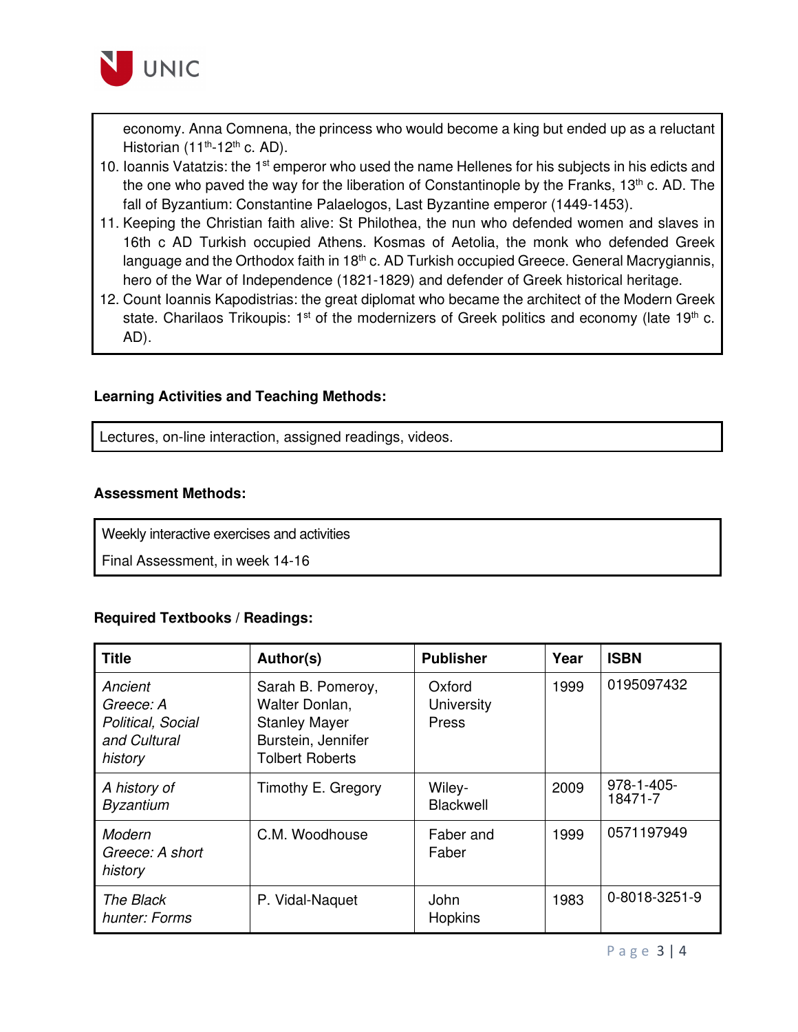economy. Anna Comnena, the princess who would become a king but ended up as a reluctant Historian (11th-12th c. AD).

10. Ioannis Vatatzis: the 1st emperor who used the name Hellenes for his subjects in his edicts and the one who paved the way for the liberation of Constantinople by the Franks, 13th c. AD. The fall of Byzantium: Constantine Palaelogos, Last Byzantine emperor (1449-1453).
11. Keeping the Christian faith alive: St Philothea, the nun who defended women and slaves in 16th c AD Turkish occupied Athens. Kosmas of Aetolia, the monk who defended Greek language and the Orthodox faith in 18th c. AD Turkish occupied Greece. General Macrygiannis, hero of the War of Independence (1821-1829) and defender of Greek historical heritage.
12. Count Ioannis Kapodistrias: the great diplomat who became the architect of the Modern Greek state. Charilaos Trikoupis: 1st of the modernizers of Greek politics and economy (late 19th c. AD).

**Learning Activities and Teaching Methods:**

Lectures, on-line interaction, assigned readings, videos.

**Assessment Methods:**

Weekly interactive exercises and activities

Final Assessment, in week 14-16

**Required Textbooks / Readings:**

| Title | Author(s) | Publisher | Year | ISBN |
|---|---|---|---|---|
| *Ancient Greece: A Political, Social and Cultural history* | Sarah B. Pomeroy, Walter Donlan, Stanley Mayer Burstein, Jennifer Tolbert Roberts | Oxford University Press | 1999 | 0195097432 |
| *A history of Byzantium* | Timothy E. Gregory | Wiley-Blackwell | 2009 | 978-1-405-18471-7 |
| *Modern Greece: A short history* | C.M. Woodhouse | Faber and Faber | 1999 | 0571197949 |
| *The Black hunter: Forms* | P. Vidal-Naquet | John Hopkins | 1983 | 0-8018-3251-9 |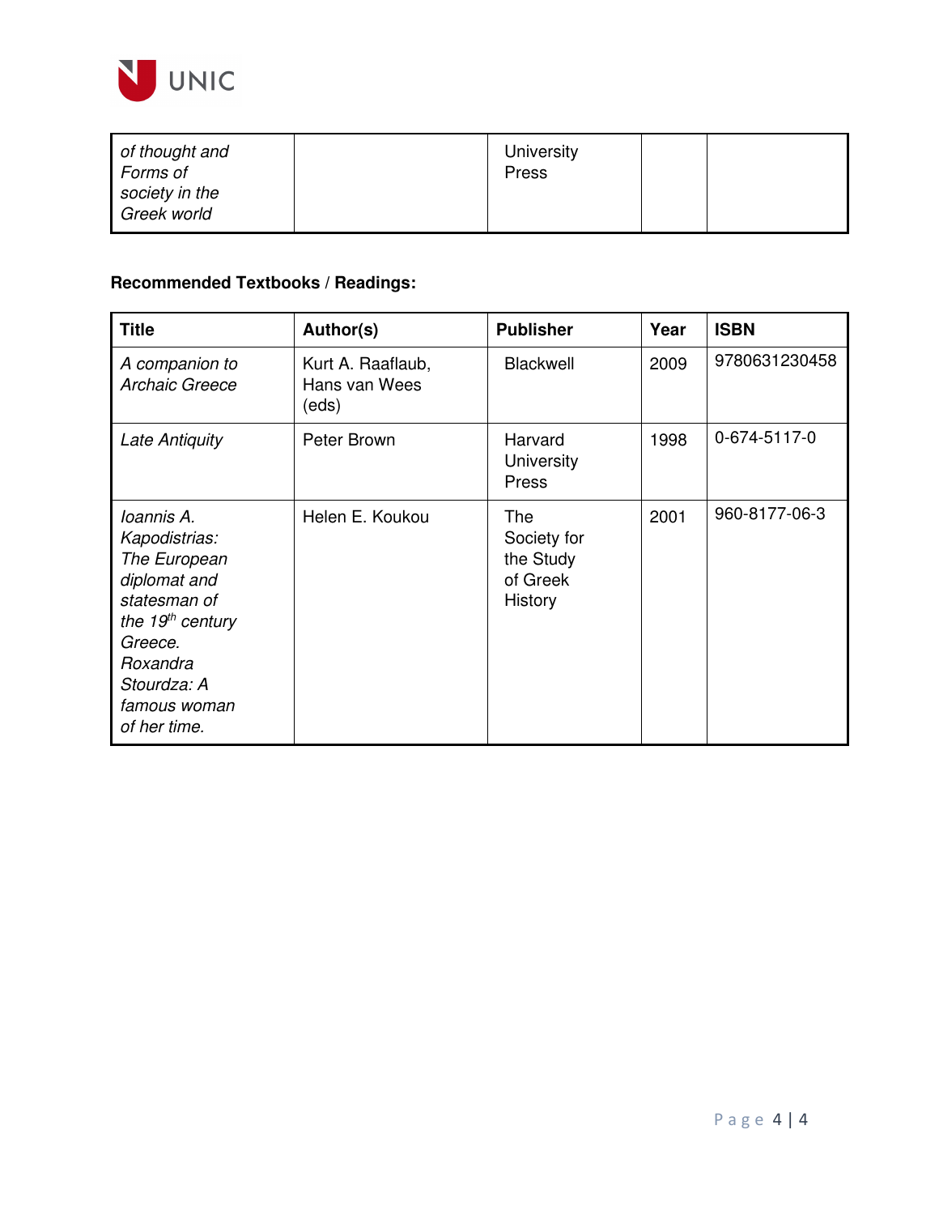| | | | | |
|---|---|---|---|---|
| *of thought and Forms of society in the Greek world* | | University Press | | |

**Recommended Textbooks / Readings:**

| Title | Author(s) | Publisher | Year | ISBN |
|---|---|---|---|---|
| *A companion to Archaic Greece* | Kurt A. Raaflaub, Hans van Wees (eds) | Blackwell | 2009 | 9780631230458 |
| *Late Antiquity* | Peter Brown | Harvard University Press | 1998 | 0-674-5117-0 |
| *Ioannis A. Kapodistrias: The European diplomat and statesman of the 19th century Greece. Roxandra Stourdza: A famous woman of her time.* | Helen E. Koukou | The Society for the Study of Greek History | 2001 | 960-8177-06-3 |